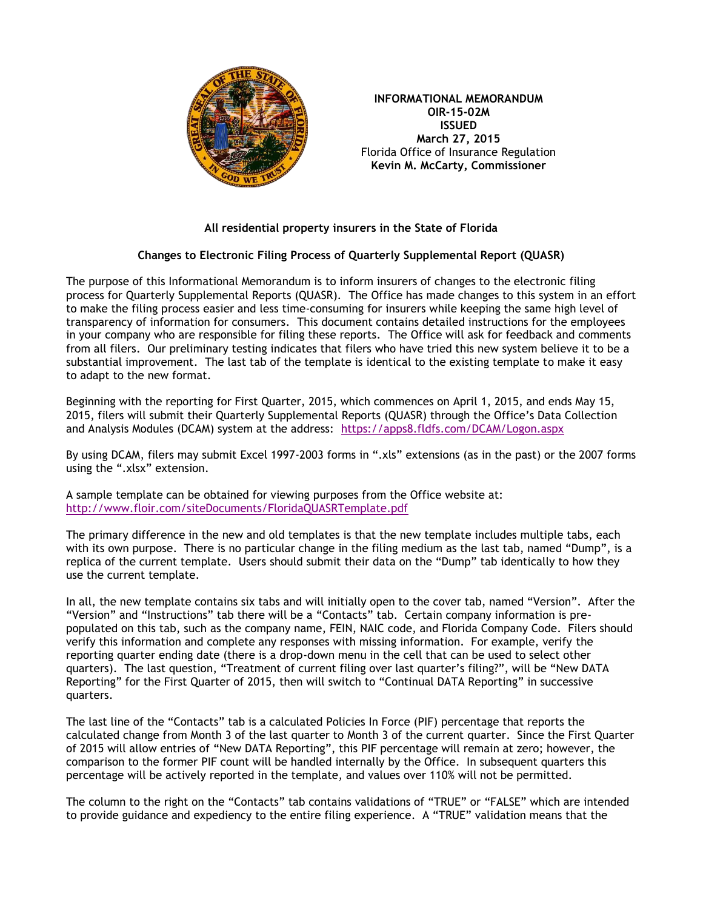**INFORMATIONAL MEMORANDUM**
**OIR-15-02M**
**ISSUED**
**March 27, 2015**
Florida Office of Insurance Regulation
**Kevin M. McCarty, Commissioner**

**All residential property insurers in the State of Florida**

**Changes to Electronic Filing Process of Quarterly Supplemental Report (QUASR)**

The purpose of this Informational Memorandum is to inform insurers of changes to the electronic filing process for Quarterly Supplemental Reports (QUASR). The Office has made changes to this system in an effort to make the filing process easier and less time-consuming for insurers while keeping the same high level of transparency of information for consumers. This document contains detailed instructions for the employees in your company who are responsible for filing these reports. The Office will ask for feedback and comments from all filers. Our preliminary testing indicates that filers who have tried this new system believe it to be a substantial improvement. The last tab of the template is identical to the existing template to make it easy to adapt to the new format.

Beginning with the reporting for First Quarter, 2015, which commences on April 1, 2015, and ends May 15, 2015, filers will submit their Quarterly Supplemental Reports (QUASR) through the Office's Data Collection and Analysis Modules (DCAM) system at the address: https://apps8.fldfs.com/DCAM/Logon.aspx

By using DCAM, filers may submit Excel 1997-2003 forms in ".xls" extensions (as in the past) or the 2007 forms using the ".xlsx" extension.

A sample template can be obtained for viewing purposes from the Office website at: http://www.floir.com/siteDocuments/FloridaQUASRTemplate.pdf

The primary difference in the new and old templates is that the new template includes multiple tabs, each with its own purpose. There is no particular change in the filing medium as the last tab, named "Dump", is a replica of the current template. Users should submit their data on the "Dump" tab identically to how they use the current template.

In all, the new template contains six tabs and will initially open to the cover tab, named "Version". After the "Version" and "Instructions" tab there will be a "Contacts" tab. Certain company information is pre-populated on this tab, such as the company name, FEIN, NAIC code, and Florida Company Code. Filers should verify this information and complete any responses with missing information. For example, verify the reporting quarter ending date (there is a drop-down menu in the cell that can be used to select other quarters). The last question, "Treatment of current filing over last quarter's filing?", will be "New DATA Reporting" for the First Quarter of 2015, then will switch to "Continual DATA Reporting" in successive quarters.

The last line of the "Contacts" tab is a calculated Policies In Force (PIF) percentage that reports the calculated change from Month 3 of the last quarter to Month 3 of the current quarter. Since the First Quarter of 2015 will allow entries of "New DATA Reporting", this PIF percentage will remain at zero; however, the comparison to the former PIF count will be handled internally by the Office. In subsequent quarters this percentage will be actively reported in the template, and values over 110% will not be permitted.

The column to the right on the "Contacts" tab contains validations of "TRUE" or "FALSE" which are intended to provide guidance and expediency to the entire filing experience. A "TRUE" validation means that the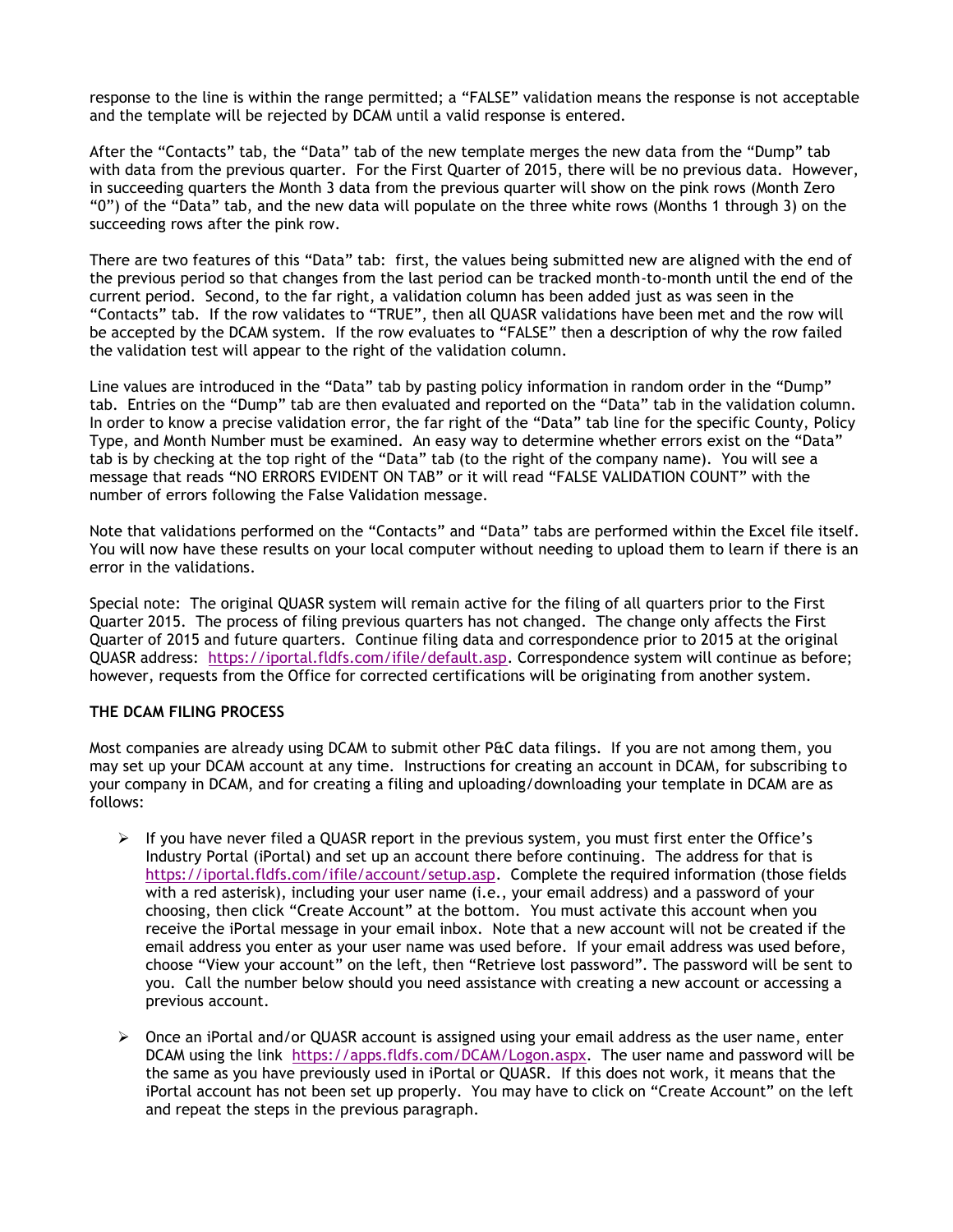response to the line is within the range permitted; a "FALSE" validation means the response is not acceptable and the template will be rejected by DCAM until a valid response is entered.

After the "Contacts" tab, the "Data" tab of the new template merges the new data from the "Dump" tab with data from the previous quarter. For the First Quarter of 2015, there will be no previous data. However, in succeeding quarters the Month 3 data from the previous quarter will show on the pink rows (Month Zero "0") of the "Data" tab, and the new data will populate on the three white rows (Months 1 through 3) on the succeeding rows after the pink row.

There are two features of this "Data" tab: first, the values being submitted new are aligned with the end of the previous period so that changes from the last period can be tracked month-to-month until the end of the current period. Second, to the far right, a validation column has been added just as was seen in the "Contacts" tab. If the row validates to "TRUE", then all QUASR validations have been met and the row will be accepted by the DCAM system. If the row evaluates to "FALSE" then a description of why the row failed the validation test will appear to the right of the validation column.

Line values are introduced in the "Data" tab by pasting policy information in random order in the "Dump" tab. Entries on the "Dump" tab are then evaluated and reported on the "Data" tab in the validation column. In order to know a precise validation error, the far right of the "Data" tab line for the specific County, Policy Type, and Month Number must be examined. An easy way to determine whether errors exist on the "Data" tab is by checking at the top right of the "Data" tab (to the right of the company name). You will see a message that reads "NO ERRORS EVIDENT ON TAB" or it will read "FALSE VALIDATION COUNT" with the number of errors following the False Validation message.

Note that validations performed on the "Contacts" and "Data" tabs are performed within the Excel file itself. You will now have these results on your local computer without needing to upload them to learn if there is an error in the validations.

Special note: The original QUASR system will remain active for the filing of all quarters prior to the First Quarter 2015. The process of filing previous quarters has not changed. The change only affects the First Quarter of 2015 and future quarters. Continue filing data and correspondence prior to 2015 at the original QUASR address: https://iportal.fldfs.com/ifile/default.asp. Correspondence system will continue as before; however, requests from the Office for corrected certifications will be originating from another system.

**THE DCAM FILING PROCESS**

Most companies are already using DCAM to submit other P&C data filings. If you are not among them, you may set up your DCAM account at any time. Instructions for creating an account in DCAM, for subscribing to your company in DCAM, and for creating a filing and uploading/downloading your template in DCAM are as follows:

- If you have never filed a QUASR report in the previous system, you must first enter the Office's Industry Portal (iPortal) and set up an account there before continuing. The address for that is https://iportal.fldfs.com/ifile/account/setup.asp. Complete the required information (those fields with a red asterisk), including your user name (i.e., your email address) and a password of your choosing, then click "Create Account" at the bottom. You must activate this account when you receive the iPortal message in your email inbox. Note that a new account will not be created if the email address you enter as your user name was used before. If your email address was used before, choose "View your account" on the left, then "Retrieve lost password". The password will be sent to you. Call the number below should you need assistance with creating a new account or accessing a previous account.

- Once an iPortal and/or QUASR account is assigned using your email address as the user name, enter DCAM using the link https://apps.fldfs.com/DCAM/Logon.aspx. The user name and password will be the same as you have previously used in iPortal or QUASR. If this does not work, it means that the iPortal account has not been set up properly. You may have to click on "Create Account" on the left and repeat the steps in the previous paragraph.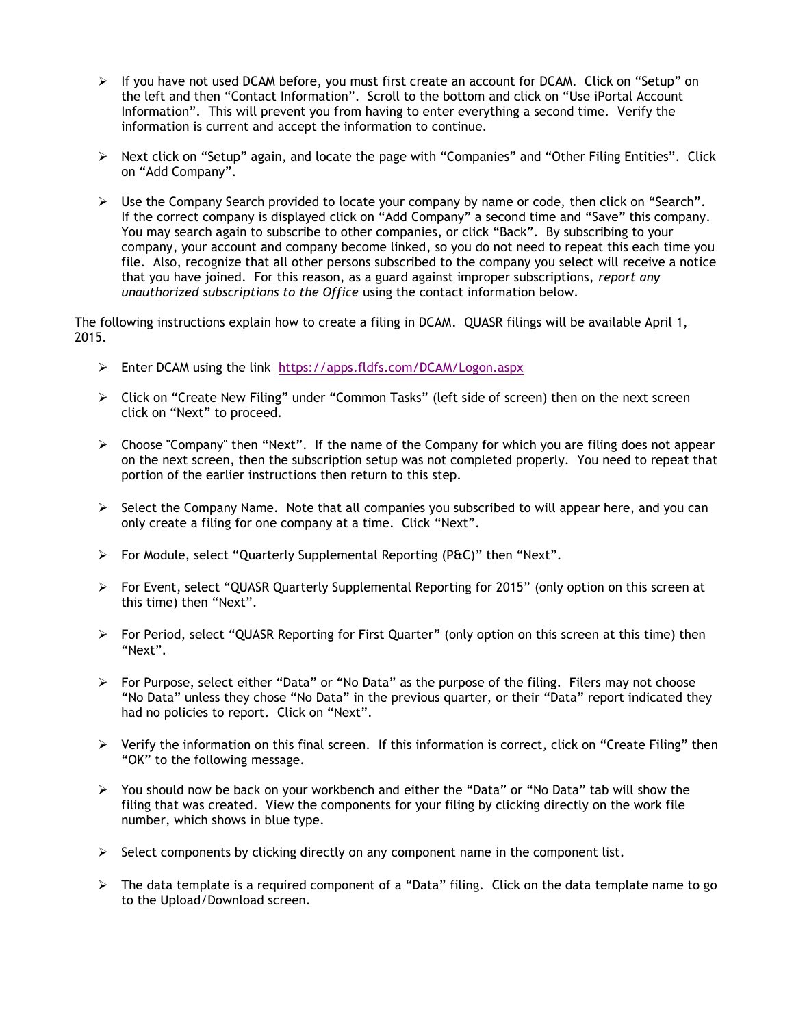- If you have not used DCAM before, you must first create an account for DCAM. Click on "Setup" on the left and then "Contact Information". Scroll to the bottom and click on "Use iPortal Account Information". This will prevent you from having to enter everything a second time. Verify the information is current and accept the information to continue.

- Next click on "Setup" again, and locate the page with "Companies" and "Other Filing Entities". Click on "Add Company".

- Use the Company Search provided to locate your company by name or code, then click on "Search". If the correct company is displayed click on "Add Company" a second time and "Save" this company. You may search again to subscribe to other companies, or click "Back". By subscribing to your company, your account and company become linked, so you do not need to repeat this each time you file. Also, recognize that all other persons subscribed to the company you select will receive a notice that you have joined. For this reason, as a guard against improper subscriptions, *report any unauthorized subscriptions to the Office* using the contact information below.

The following instructions explain how to create a filing in DCAM. QUASR filings will be available April 1, 2015.

- Enter DCAM using the link https://apps.fldfs.com/DCAM/Logon.aspx

- Click on "Create New Filing" under "Common Tasks" (left side of screen) then on the next screen click on "Next" to proceed.

- Choose "Company" then "Next". If the name of the Company for which you are filing does not appear on the next screen, then the subscription setup was not completed properly. You need to repeat that portion of the earlier instructions then return to this step.

- Select the Company Name. Note that all companies you subscribed to will appear here, and you can only create a filing for one company at a time. Click "Next".

- For Module, select "Quarterly Supplemental Reporting (P&C)" then "Next".

- For Event, select "QUASR Quarterly Supplemental Reporting for 2015" (only option on this screen at this time) then "Next".

- For Period, select "QUASR Reporting for First Quarter" (only option on this screen at this time) then "Next".

- For Purpose, select either "Data" or "No Data" as the purpose of the filing. Filers may not choose "No Data" unless they chose "No Data" in the previous quarter, or their "Data" report indicated they had no policies to report. Click on "Next".

- Verify the information on this final screen. If this information is correct, click on "Create Filing" then "OK" to the following message.

- You should now be back on your workbench and either the "Data" or "No Data" tab will show the filing that was created. View the components for your filing by clicking directly on the work file number, which shows in blue type.

- Select components by clicking directly on any component name in the component list.

- The data template is a required component of a "Data" filing. Click on the data template name to go to the Upload/Download screen.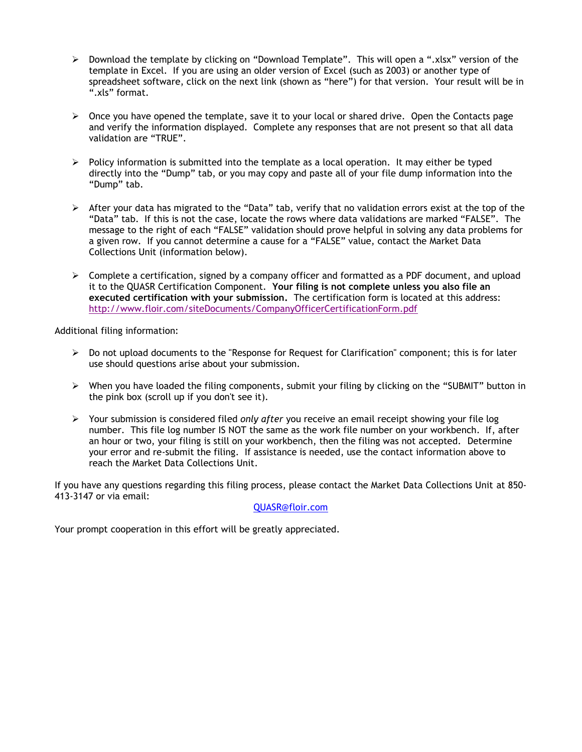- Download the template by clicking on “Download Template”. This will open a “.xlsx” version of the template in Excel. If you are using an older version of Excel (such as 2003) or another type of spreadsheet software, click on the next link (shown as “here”) for that version. Your result will be in “.xls” format.

- Once you have opened the template, save it to your local or shared drive. Open the Contacts page and verify the information displayed. Complete any responses that are not present so that all data validation are “TRUE”.

- Policy information is submitted into the template as a local operation. It may either be typed directly into the “Dump” tab, or you may copy and paste all of your file dump information into the “Dump” tab.

- After your data has migrated to the “Data” tab, verify that no validation errors exist at the top of the “Data” tab. If this is not the case, locate the rows where data validations are marked “FALSE”. The message to the right of each “FALSE” validation should prove helpful in solving any data problems for a given row. If you cannot determine a cause for a “FALSE” value, contact the Market Data Collections Unit (information below).

- Complete a certification, signed by a company officer and formatted as a PDF document, and upload it to the QUASR Certification Component. **Your filing is not complete unless you also file an executed certification with your submission.** The certification form is located at this address: http://www.floir.com/siteDocuments/CompanyOfficerCertificationForm.pdf

Additional filing information:

- Do not upload documents to the "Response for Request for Clarification" component; this is for later use should questions arise about your submission.

- When you have loaded the filing components, submit your filing by clicking on the “SUBMIT” button in the pink box (scroll up if you don't see it).

- Your submission is considered filed *only after* you receive an email receipt showing your file log number. This file log number IS NOT the same as the work file number on your workbench. If, after an hour or two, your filing is still on your workbench, then the filing was not accepted. Determine your error and re-submit the filing. If assistance is needed, use the contact information above to reach the Market Data Collections Unit.

If you have any questions regarding this filing process, please contact the Market Data Collections Unit at 850-413-3147 or via email:

QUASR@floir.com

Your prompt cooperation in this effort will be greatly appreciated.